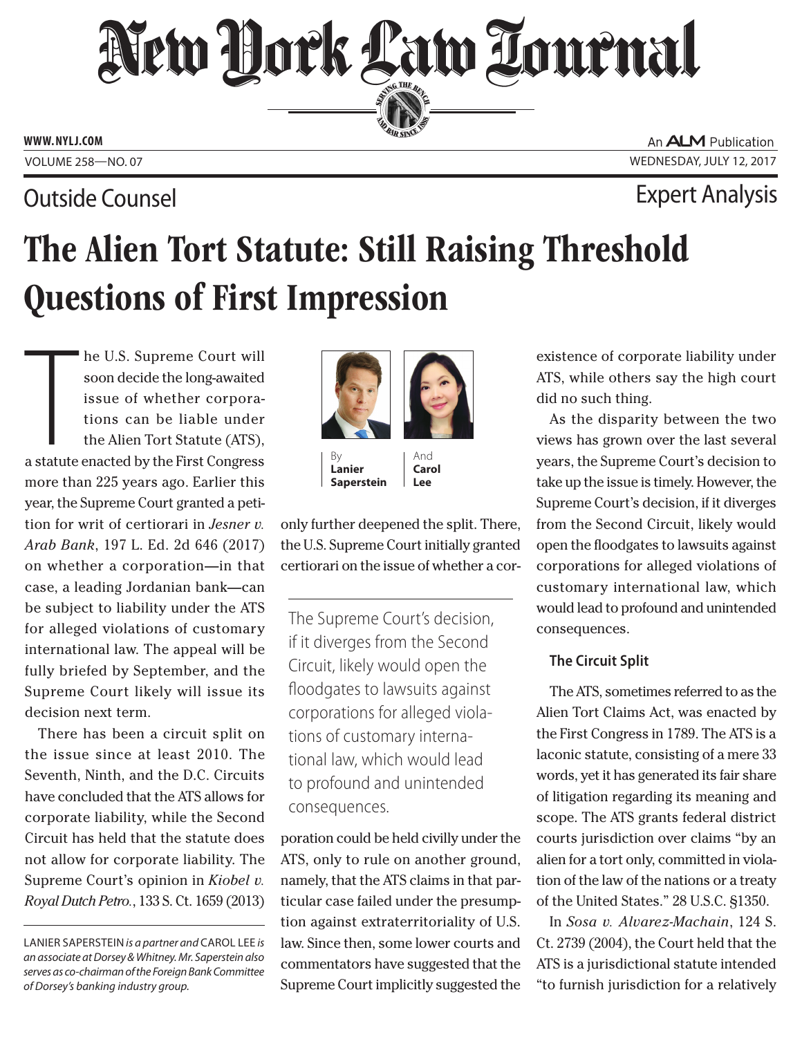# New York Law Journal

Outside Counsel

Expert Analysis

# The Alien Tort Statute: Still Raising Threshold Questions of First Impression

By **Lanier Saperstein** And **Carol Lee**

The U.S. Supreme Court will soon decide the long-awaited issue of whether corporations can be liable under the Alien Tort Statute (ATS), a statute enacted by the First Congress more than 225 years ago. Earlier this year, the Supreme Court granted a petition for writ of certiorari in *Jesner v. Arab Bank*, 197 L. Ed. 2d 646 (2017) on whether a corporation—in that case, a leading Jordanian bank—can be subject to liability under the ATS for alleged violations of customary international law. The appeal will be fully briefed by September, and the Supreme Court likely will issue its decision next term.

There has been a circuit split on the issue since at least 2010. The Seventh, Ninth, and the D.C. Circuits have concluded that the ATS allows for corporate liability, while the Second Circuit has held that the statute does not allow for corporate liability. The Supreme Court's opinion in *Kiobel v. Royal Dutch Petro.*, 133 S. Ct. 1659 (2013) only further deepened the split. There, the U.S. Supreme Court initially granted certiorari on the issue of whether a corporation could be held civilly under the ATS, only to rule on another ground, namely, that the ATS claims in that particular case failed under the presumption against extraterritoriality of U.S. law. Since then, some lower courts and commentators have suggested that the Supreme Court implicitly suggested the existence of corporate liability under ATS, while others say the high court did no such thing.

> The Supreme Court's decision, if it diverges from the Second Circuit, likely would open the floodgates to lawsuits against corporations for alleged violations of customary international law, which would lead to profound and unintended consequences.

As the disparity between the two views has grown over the last several years, the Supreme Court's decision to take up the issue is timely. However, the Supreme Court's decision, if it diverges from the Second Circuit, likely would open the floodgates to lawsuits against corporations for alleged violations of customary international law, which would lead to profound and unintended consequences.

### The Circuit Split

The ATS, sometimes referred to as the Alien Tort Claims Act, was enacted by the First Congress in 1789. The ATS is a laconic statute, consisting of a mere 33 words, yet it has generated its fair share of litigation regarding its meaning and scope. The ATS grants federal district courts jurisdiction over claims "by an alien for a tort only, committed in violation of the law of the nations or a treaty of the United States." 28 U.S.C. §1350.

In *Sosa v. Alvarez-Machain*, 124 S. Ct. 2739 (2004), the Court held that the ATS is a jurisdictional statute intended "to furnish jurisdiction for a relatively

---

LANIER SAPERSTEIN *is a partner and* CAROL LEE *is an associate at Dorsey & Whitney. Mr. Saperstein also serves as co-chairman of the Foreign Bank Committee of Dorsey's banking industry group.*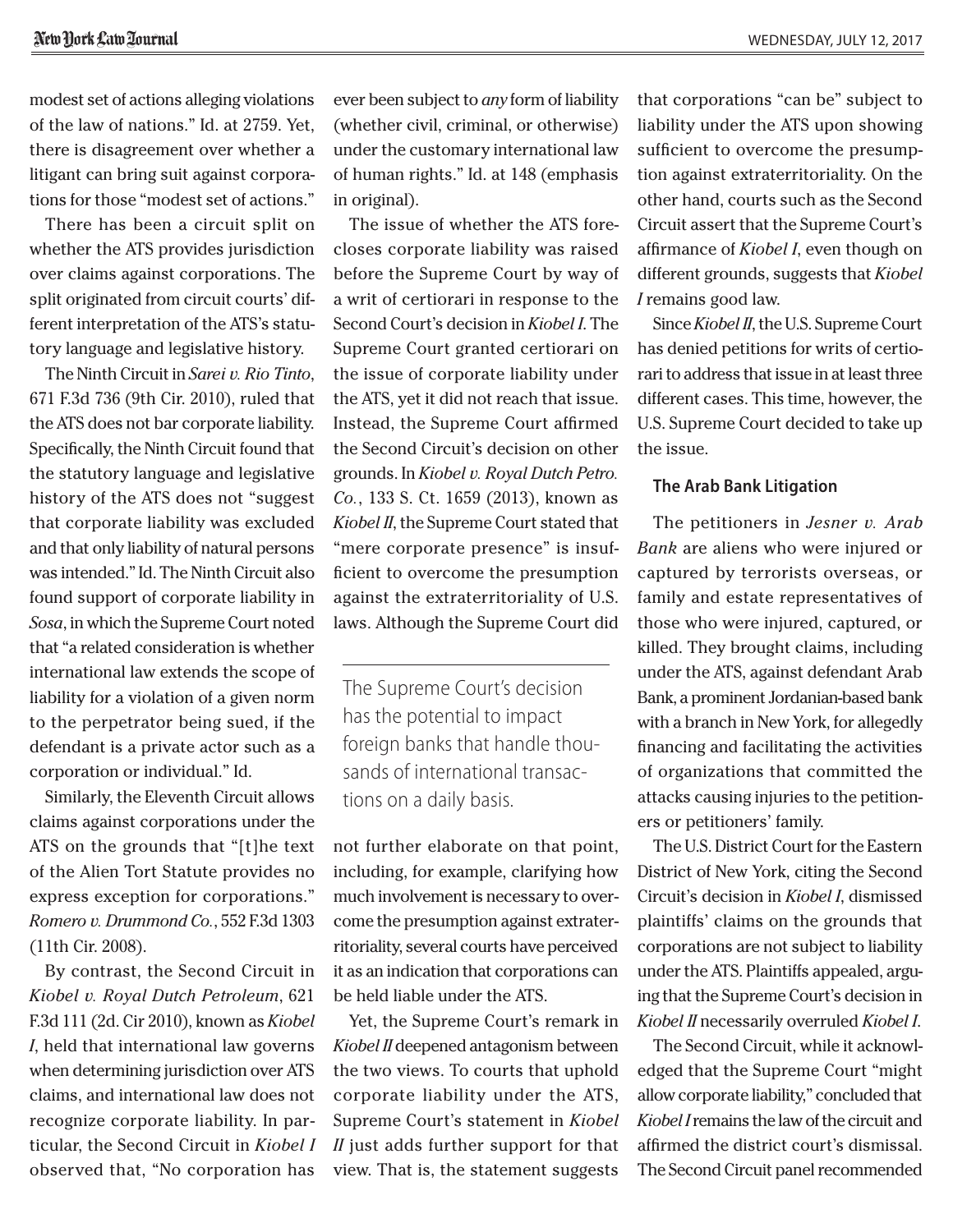modest set of actions alleging violations of the law of nations." Id. at 2759. Yet, there is disagreement over whether a litigant can bring suit against corporations for those "modest set of actions."

There has been a circuit split on whether the ATS provides jurisdiction over claims against corporations. The split originated from circuit courts' different interpretation of the ATS's statutory language and legislative history.

The Ninth Circuit in *Sarei v. Rio Tinto*, 671 F.3d 736 (9th Cir. 2010), ruled that the ATS does not bar corporate liability. Specifically, the Ninth Circuit found that the statutory language and legislative history of the ATS does not "suggest that corporate liability was excluded and that only liability of natural persons was intended." Id. The Ninth Circuit also found support of corporate liability in *Sosa*, in which the Supreme Court noted that "a related consideration is whether international law extends the scope of liability for a violation of a given norm to the perpetrator being sued, if the defendant is a private actor such as a corporation or individual." Id.

Similarly, the Eleventh Circuit allows claims against corporations under the ATS on the grounds that "[t]he text of the Alien Tort Statute provides no express exception for corporations." *Romero v. Drummond Co.*, 552 F.3d 1303 (11th Cir. 2008).

By contrast, the Second Circuit in *Kiobel v. Royal Dutch Petroleum*, 621 F.3d 111 (2d. Cir 2010), known as *Kiobel I*, held that international law governs when determining jurisdiction over ATS claims, and international law does not recognize corporate liability. In particular, the Second Circuit in *Kiobel I* observed that, "No corporation has ever been subject to *any* form of liability (whether civil, criminal, or otherwise) under the customary international law of human rights." Id. at 148 (emphasis in original).

The issue of whether the ATS forecloses corporate liability was raised before the Supreme Court by way of a writ of certiorari in response to the Second Court's decision in *Kiobel I*. The Supreme Court granted certiorari on the issue of corporate liability under the ATS, yet it did not reach that issue. Instead, the Supreme Court affirmed the Second Circuit's decision on other grounds. In *Kiobel v. Royal Dutch Petro. Co.*, 133 S. Ct. 1659 (2013), known as *Kiobel II*, the Supreme Court stated that "mere corporate presence" is insufficient to overcome the presumption against the extraterritoriality of U.S. laws. Although the Supreme Court did not further elaborate on that point, including, for example, clarifying how much involvement is necessary to overcome the presumption against extraterritoriality, several courts have perceived it as an indication that corporations can be held liable under the ATS.

> The Supreme Court's decision has the potential to impact foreign banks that handle thousands of international transactions on a daily basis.

Yet, the Supreme Court's remark in *Kiobel II* deepened antagonism between the two views. To courts that uphold corporate liability under the ATS, Supreme Court's statement in *Kiobel II* just adds further support for that view. That is, the statement suggests that corporations "can be" subject to liability under the ATS upon showing sufficient to overcome the presumption against extraterritoriality. On the other hand, courts such as the Second Circuit assert that the Supreme Court's affirmance of *Kiobel I*, even though on different grounds, suggests that *Kiobel I* remains good law.

Since *Kiobel II*, the U.S. Supreme Court has denied petitions for writs of certiorari to address that issue in at least three different cases. This time, however, the U.S. Supreme Court decided to take up the issue.

### The Arab Bank Litigation

The petitioners in *Jesner v. Arab Bank* are aliens who were injured or captured by terrorists overseas, or family and estate representatives of those who were injured, captured, or killed. They brought claims, including under the ATS, against defendant Arab Bank, a prominent Jordanian-based bank with a branch in New York, for allegedly financing and facilitating the activities of organizations that committed the attacks causing injuries to the petitioners or petitioners' family.

The U.S. District Court for the Eastern District of New York, citing the Second Circuit's decision in *Kiobel I*, dismissed plaintiffs' claims on the grounds that corporations are not subject to liability under the ATS. Plaintiffs appealed, arguing that the Supreme Court's decision in *Kiobel II* necessarily overruled *Kiobel I*.

The Second Circuit, while it acknowledged that the Supreme Court "might allow corporate liability," concluded that *Kiobel I* remains the law of the circuit and affirmed the district court's dismissal. The Second Circuit panel recommended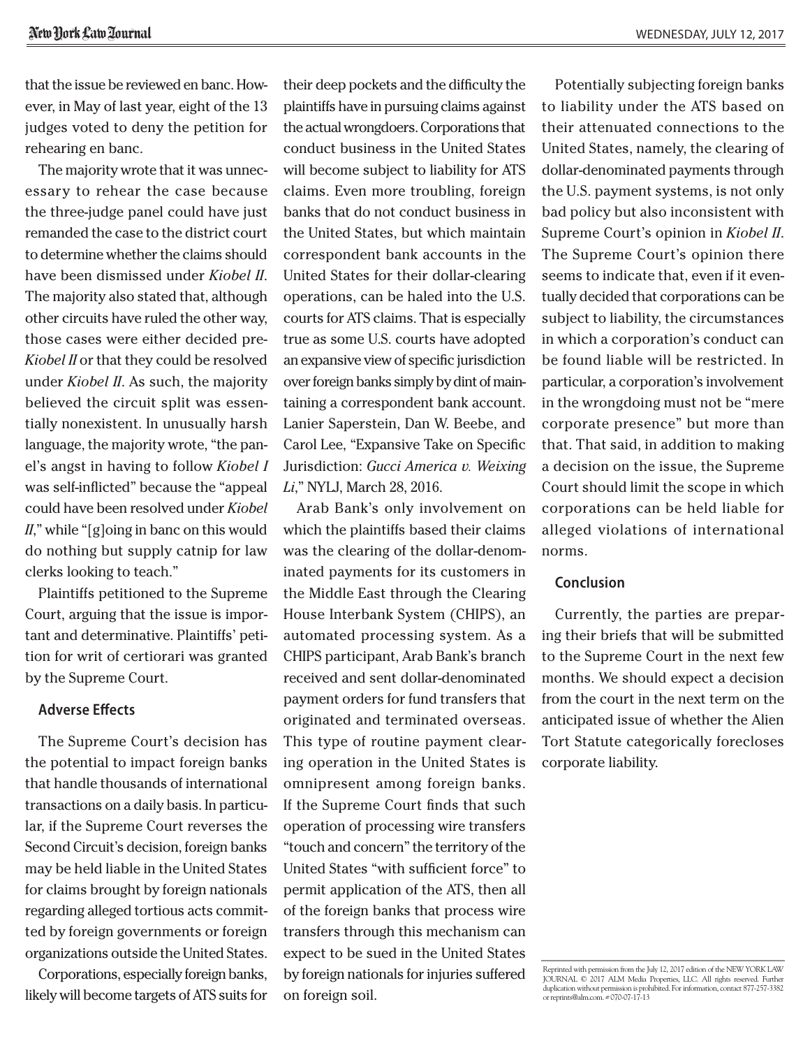that the issue be reviewed en banc. However, in May of last year, eight of the 13 judges voted to deny the petition for rehearing en banc.

The majority wrote that it was unnecessary to rehear the case because the three-judge panel could have just remanded the case to the district court to determine whether the claims should have been dismissed under *Kiobel II*. The majority also stated that, although other circuits have ruled the other way, those cases were either decided pre-*Kiobel II* or that they could be resolved under *Kiobel II*. As such, the majority believed the circuit split was essentially nonexistent. In unusually harsh language, the majority wrote, "the panel's angst in having to follow *Kiobel I* was self-inflicted" because the "appeal could have been resolved under *Kiobel II*," while "[g]oing in banc on this would do nothing but supply catnip for law clerks looking to teach."

Plaintiffs petitioned to the Supreme Court, arguing that the issue is important and determinative. Plaintiffs' petition for writ of certiorari was granted by the Supreme Court.

### Adverse Effects

The Supreme Court's decision has the potential to impact foreign banks that handle thousands of international transactions on a daily basis. In particular, if the Supreme Court reverses the Second Circuit's decision, foreign banks may be held liable in the United States for claims brought by foreign nationals regarding alleged tortious acts committed by foreign governments or foreign organizations outside the United States.

Corporations, especially foreign banks, likely will become targets of ATS suits for their deep pockets and the difficulty the plaintiffs have in pursuing claims against the actual wrongdoers. Corporations that conduct business in the United States will become subject to liability for ATS claims. Even more troubling, foreign banks that do not conduct business in the United States, but which maintain correspondent bank accounts in the United States for their dollar-clearing operations, can be haled into the U.S. courts for ATS claims. That is especially true as some U.S. courts have adopted an expansive view of specific jurisdiction over foreign banks simply by dint of maintaining a correspondent bank account. Lanier Saperstein, Dan W. Beebe, and Carol Lee, "Expansive Take on Specific Jurisdiction: *Gucci America v. Weixing Li*," NYLJ, March 28, 2016.

Arab Bank's only involvement on which the plaintiffs based their claims was the clearing of the dollar-denominated payments for its customers in the Middle East through the Clearing House Interbank System (CHIPS), an automated processing system. As a CHIPS participant, Arab Bank's branch received and sent dollar-denominated payment orders for fund transfers that originated and terminated overseas. This type of routine payment clearing operation in the United States is omnipresent among foreign banks. If the Supreme Court finds that such operation of processing wire transfers "touch and concern" the territory of the United States "with sufficient force" to permit application of the ATS, then all of the foreign banks that process wire transfers through this mechanism can expect to be sued in the United States by foreign nationals for injuries suffered on foreign soil.

Potentially subjecting foreign banks to liability under the ATS based on their attenuated connections to the United States, namely, the clearing of dollar-denominated payments through the U.S. payment systems, is not only bad policy but also inconsistent with Supreme Court's opinion in *Kiobel II*. The Supreme Court's opinion there seems to indicate that, even if it eventually decided that corporations can be subject to liability, the circumstances in which a corporation's conduct can be found liable will be restricted. In particular, a corporation's involvement in the wrongdoing must not be "mere corporate presence" but more than that. That said, in addition to making a decision on the issue, the Supreme Court should limit the scope in which corporations can be held liable for alleged violations of international norms.

### Conclusion

Currently, the parties are preparing their briefs that will be submitted to the Supreme Court in the next few months. We should expect a decision from the court in the next term on the anticipated issue of whether the Alien Tort Statute categorically forecloses corporate liability.

Reprinted with permission from the July 12, 2017 edition of the NEW YORK LAW JOURNAL © 2017 ALM Media Properties, LLC. All rights reserved. Further duplication without permission is prohibited. For information, contact 877-257-3382 or reprints@alm.com. # 070-07-17-13